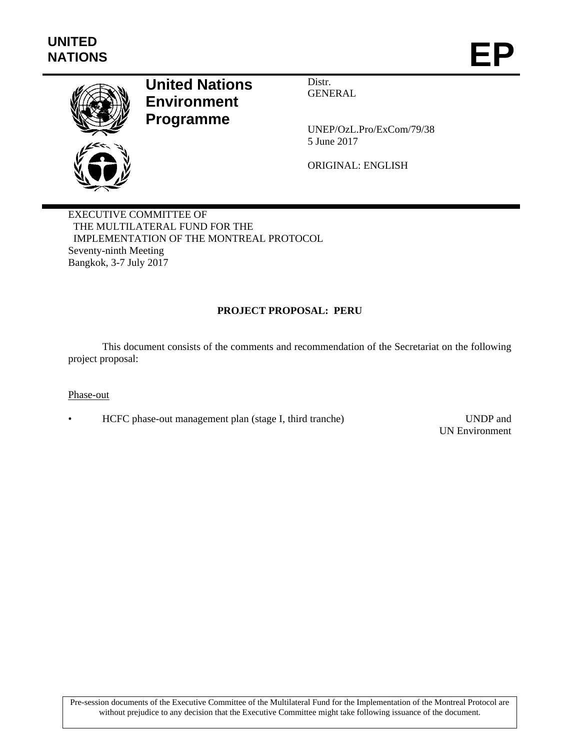UNITED NATIONS

# EP

**United Nations Environment Programme**

Distr.
GENERAL

UNEP/OzL.Pro/ExCom/79/38
5 June 2017

ORIGINAL: ENGLISH

EXECUTIVE COMMITTEE OF
THE MULTILATERAL FUND FOR THE
IMPLEMENTATION OF THE MONTREAL PROTOCOL
Seventy-ninth Meeting
Bangkok, 3-7 July 2017

## PROJECT PROPOSAL: PERU

This document consists of the comments and recommendation of the Secretariat on the following project proposal:

Phase-out

- HCFC phase-out management plan (stage I, third tranche) — UNDP and UN Environment

Pre-session documents of the Executive Committee of the Multilateral Fund for the Implementation of the Montreal Protocol are without prejudice to any decision that the Executive Committee might take following issuance of the document.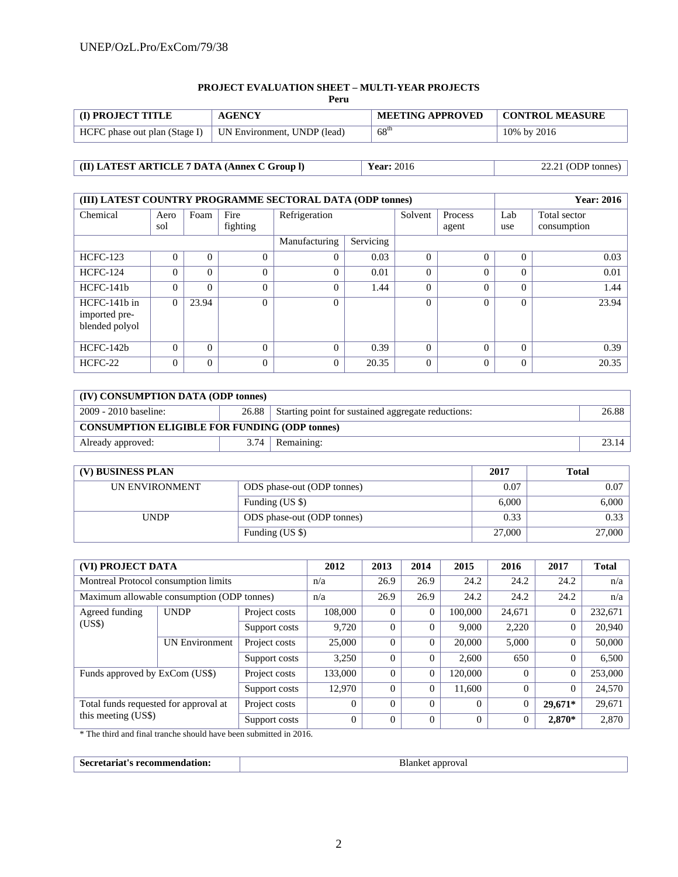**PROJECT EVALUATION SHEET – MULTI-YEAR PROJECTS**
**Peru**

| (I) PROJECT TITLE | AGENCY | MEETING APPROVED | CONTROL MEASURE |
|---|---|---|---|
| HCFC phase out plan (Stage I) | UN Environment, UNDP (lead) | 68th | 10% by 2016 |

| (II) LATEST ARTICLE 7 DATA (Annex C Group l) | Year: 2016 | 22.21 (ODP tonnes) |
|---|---|---|

| (III) LATEST COUNTRY PROGRAMME SECTORAL DATA (ODP tonnes) | | | | | | | | | Year: 2016 |
|---|---|---|---|---|---|---|---|---|---|
| Chemical | Aerosol | Foam | Fire fighting | Refrigeration | | Solvent | Process agent | Lab use | Total sector consumption |
| | | | | Manufacturing | Servicing | | | | |
| HCFC-123 | 0 | 0 | 0 | 0 | 0.03 | 0 | 0 | 0 | 0.03 |
| HCFC-124 | 0 | 0 | 0 | 0 | 0.01 | 0 | 0 | 0 | 0.01 |
| HCFC-141b | 0 | 0 | 0 | 0 | 1.44 | 0 | 0 | 0 | 1.44 |
| HCFC-141b in imported pre-blended polyol | 0 | 23.94 | 0 | 0 | | 0 | 0 | 0 | 23.94 |
| HCFC-142b | 0 | 0 | 0 | 0 | 0.39 | 0 | 0 | 0 | 0.39 |
| HCFC-22 | 0 | 0 | 0 | 0 | 20.35 | 0 | 0 | 0 | 20.35 |

| (IV) CONSUMPTION DATA (ODP tonnes) | | | |
|---|---|---|---|
| 2009 - 2010 baseline: | 26.88 | Starting point for sustained aggregate reductions: | 26.88 |
| **CONSUMPTION ELIGIBLE FOR FUNDING (ODP tonnes)** | | | |
| Already approved: | 3.74 | Remaining: | 23.14 |

| (V) BUSINESS PLAN | | 2017 | Total |
|---|---|---|---|
| UN ENVIRONMENT | ODS phase-out (ODP tonnes) | 0.07 | 0.07 |
| | Funding (US $) | 6,000 | 6,000 |
| UNDP | ODS phase-out (ODP tonnes) | 0.33 | 0.33 |
| | Funding (US $) | 27,000 | 27,000 |

| (VI) PROJECT DATA | | | 2012 | 2013 | 2014 | 2015 | 2016 | 2017 | Total |
|---|---|---|---|---|---|---|---|---|---|
| Montreal Protocol consumption limits | | | n/a | 26.9 | 26.9 | 24.2 | 24.2 | 24.2 | n/a |
| Maximum allowable consumption (ODP tonnes) | | | n/a | 26.9 | 26.9 | 24.2 | 24.2 | 24.2 | n/a |
| Agreed funding (US$) | UNDP | Project costs | 108,000 | 0 | 0 | 100,000 | 24,671 | 0 | 232,671 |
| | | Support costs | 9,720 | 0 | 0 | 9,000 | 2,220 | 0 | 20,940 |
| | UN Environment | Project costs | 25,000 | 0 | 0 | 20,000 | 5,000 | 0 | 50,000 |
| | | Support costs | 3,250 | 0 | 0 | 2,600 | 650 | 0 | 6,500 |
| Funds approved by ExCom (US$) | | Project costs | 133,000 | 0 | 0 | 120,000 | 0 | 0 | 253,000 |
| | | Support costs | 12,970 | 0 | 0 | 11,600 | 0 | 0 | 24,570 |
| Total funds requested for approval at this meeting (US$) | | Project costs | 0 | 0 | 0 | 0 | 0 | **29,671*** | 29,671 |
| | | Support costs | 0 | 0 | 0 | 0 | 0 | **2,870*** | 2,870 |

* The third and final tranche should have been submitted in 2016.

| Secretariat's recommendation: | Blanket approval |
|---|---|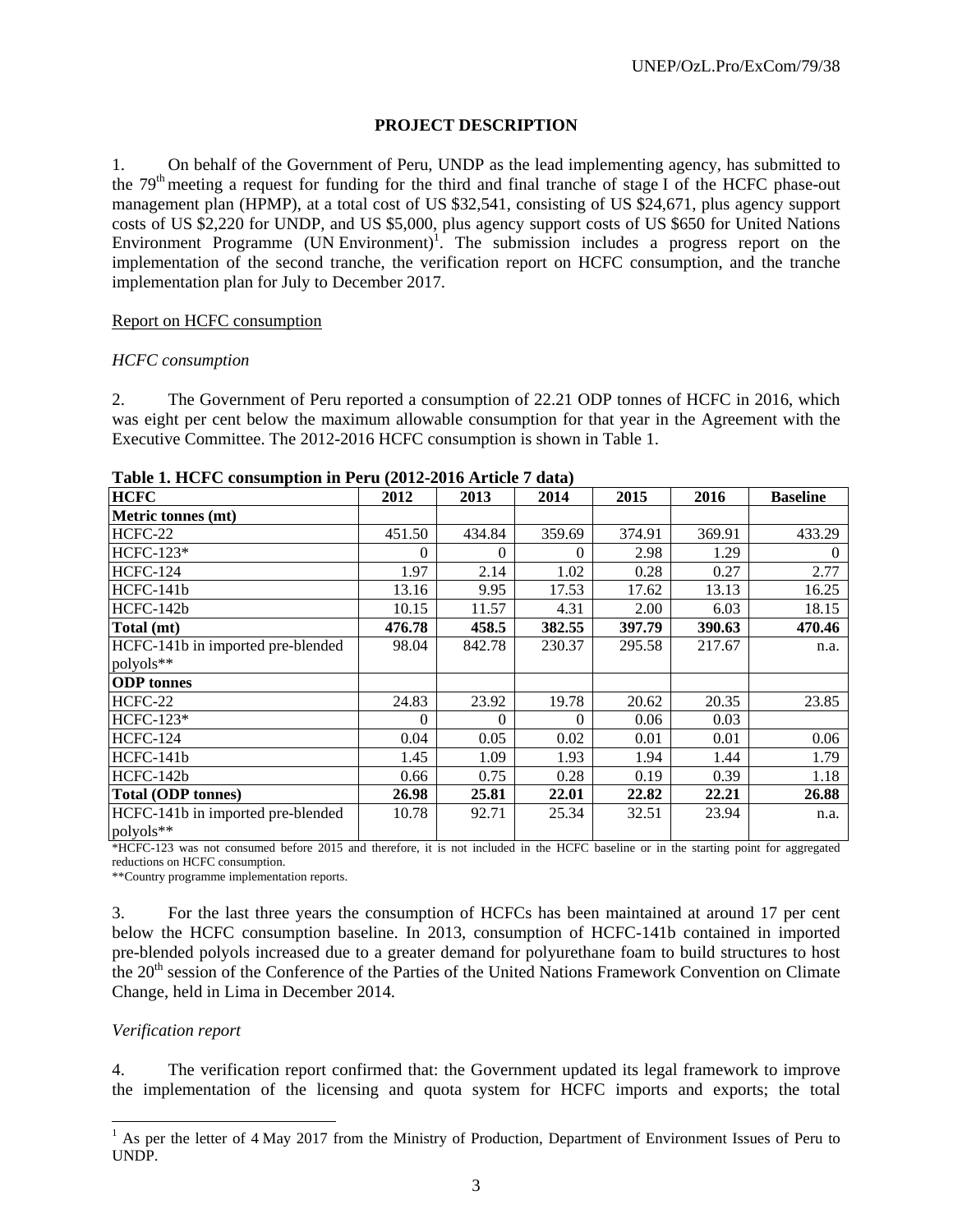## PROJECT DESCRIPTION

1. On behalf of the Government of Peru, UNDP as the lead implementing agency, has submitted to the 79th meeting a request for funding for the third and final tranche of stage I of the HCFC phase-out management plan (HPMP), at a total cost of US $32,541, consisting of US $24,671, plus agency support costs of US $2,220 for UNDP, and US $5,000, plus agency support costs of US $650 for United Nations Environment Programme (UN Environment)[1]. The submission includes a progress report on the implementation of the second tranche, the verification report on HCFC consumption, and the tranche implementation plan for July to December 2017.

Report on HCFC consumption

*HCFC consumption*

2. The Government of Peru reported a consumption of 22.21 ODP tonnes of HCFC in 2016, which was eight per cent below the maximum allowable consumption for that year in the Agreement with the Executive Committee. The 2012-2016 HCFC consumption is shown in Table 1.

**Table 1. HCFC consumption in Peru (2012-2016 Article 7 data)**

| HCFC | 2012 | 2013 | 2014 | 2015 | 2016 | Baseline |
|---|---|---|---|---|---|---|
| **Metric tonnes (mt)** | | | | | | |
| HCFC-22 | 451.50 | 434.84 | 359.69 | 374.91 | 369.91 | 433.29 |
| HCFC-123* | 0 | 0 | 0 | 2.98 | 1.29 | 0 |
| HCFC-124 | 1.97 | 2.14 | 1.02 | 0.28 | 0.27 | 2.77 |
| HCFC-141b | 13.16 | 9.95 | 17.53 | 17.62 | 13.13 | 16.25 |
| HCFC-142b | 10.15 | 11.57 | 4.31 | 2.00 | 6.03 | 18.15 |
| **Total (mt)** | **476.78** | **458.5** | **382.55** | **397.79** | **390.63** | **470.46** |
| HCFC-141b in imported pre-blended polyols** | 98.04 | 842.78 | 230.37 | 295.58 | 217.67 | n.a. |
| **ODP tonnes** | | | | | | |
| HCFC-22 | 24.83 | 23.92 | 19.78 | 20.62 | 20.35 | 23.85 |
| HCFC-123* | 0 | 0 | 0 | 0.06 | 0.03 | |
| HCFC-124 | 0.04 | 0.05 | 0.02 | 0.01 | 0.01 | 0.06 |
| HCFC-141b | 1.45 | 1.09 | 1.93 | 1.94 | 1.44 | 1.79 |
| HCFC-142b | 0.66 | 0.75 | 0.28 | 0.19 | 0.39 | 1.18 |
| **Total (ODP tonnes)** | **26.98** | **25.81** | **22.01** | **22.82** | **22.21** | **26.88** |
| HCFC-141b in imported pre-blended polyols** | 10.78 | 92.71 | 25.34 | 32.51 | 23.94 | n.a. |

*HCFC-123 was not consumed before 2015 and therefore, it is not included in the HCFC baseline or in the starting point for aggregated reductions on HCFC consumption.

**Country programme implementation reports.

3. For the last three years the consumption of HCFCs has been maintained at around 17 per cent below the HCFC consumption baseline. In 2013, consumption of HCFC-141b contained in imported pre-blended polyols increased due to a greater demand for polyurethane foam to build structures to host the 20th session of the Conference of the Parties of the United Nations Framework Convention on Climate Change, held in Lima in December 2014.

*Verification report*

4. The verification report confirmed that: the Government updated its legal framework to improve the implementation of the licensing and quota system for HCFC imports and exports; the total

[1] As per the letter of 4 May 2017 from the Ministry of Production, Department of Environment Issues of Peru to UNDP.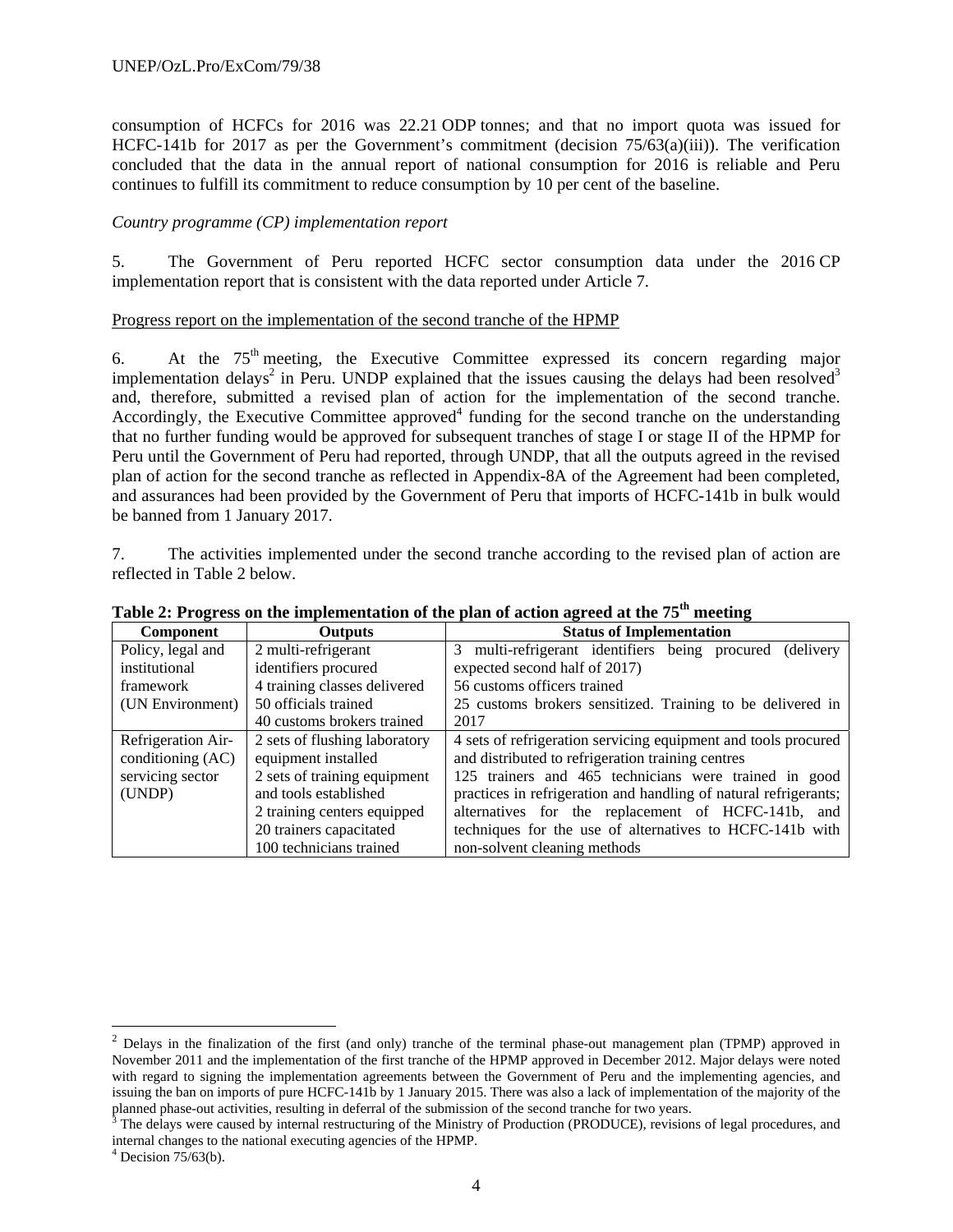consumption of HCFCs for 2016 was 22.21 ODP tonnes; and that no import quota was issued for HCFC-141b for 2017 as per the Government's commitment (decision 75/63(a)(iii)). The verification concluded that the data in the annual report of national consumption for 2016 is reliable and Peru continues to fulfill its commitment to reduce consumption by 10 per cent of the baseline.

*Country programme (CP) implementation report*

5. The Government of Peru reported HCFC sector consumption data under the 2016 CP implementation report that is consistent with the data reported under Article 7.

Progress report on the implementation of the second tranche of the HPMP

6. At the 75th meeting, the Executive Committee expressed its concern regarding major implementation delays[2] in Peru. UNDP explained that the issues causing the delays had been resolved[3] and, therefore, submitted a revised plan of action for the implementation of the second tranche. Accordingly, the Executive Committee approved[4] funding for the second tranche on the understanding that no further funding would be approved for subsequent tranches of stage I or stage II of the HPMP for Peru until the Government of Peru had reported, through UNDP, that all the outputs agreed in the revised plan of action for the second tranche as reflected in Appendix-8A of the Agreement had been completed, and assurances had been provided by the Government of Peru that imports of HCFC-141b in bulk would be banned from 1 January 2017.

7. The activities implemented under the second tranche according to the revised plan of action are reflected in Table 2 below.

**Table 2: Progress on the implementation of the plan of action agreed at the 75th meeting**

| Component | Outputs | Status of Implementation |
|---|---|---|
| Policy, legal and institutional framework (UN Environment) | 2 multi-refrigerant identifiers procured<br>4 training classes delivered<br>50 officials trained<br>40 customs brokers trained | 3 multi-refrigerant identifiers being procured (delivery expected second half of 2017)<br>56 customs officers trained<br>25 customs brokers sensitized. Training to be delivered in 2017 |
| Refrigeration Air-conditioning (AC) servicing sector (UNDP) | 2 sets of flushing laboratory equipment installed<br>2 sets of training equipment and tools established<br>2 training centers equipped<br>20 trainers capacitated<br>100 technicians trained | 4 sets of refrigeration servicing equipment and tools procured and distributed to refrigeration training centres<br>125 trainers and 465 technicians were trained in good practices in refrigeration and handling of natural refrigerants; alternatives for the replacement of HCFC-141b, and techniques for the use of alternatives to HCFC-141b with non-solvent cleaning methods |

[2] Delays in the finalization of the first (and only) tranche of the terminal phase-out management plan (TPMP) approved in November 2011 and the implementation of the first tranche of the HPMP approved in December 2012. Major delays were noted with regard to signing the implementation agreements between the Government of Peru and the implementing agencies, and issuing the ban on imports of pure HCFC-141b by 1 January 2015. There was also a lack of implementation of the majority of the planned phase-out activities, resulting in deferral of the submission of the second tranche for two years.

[3] The delays were caused by internal restructuring of the Ministry of Production (PRODUCE), revisions of legal procedures, and internal changes to the national executing agencies of the HPMP.

[4] Decision 75/63(b).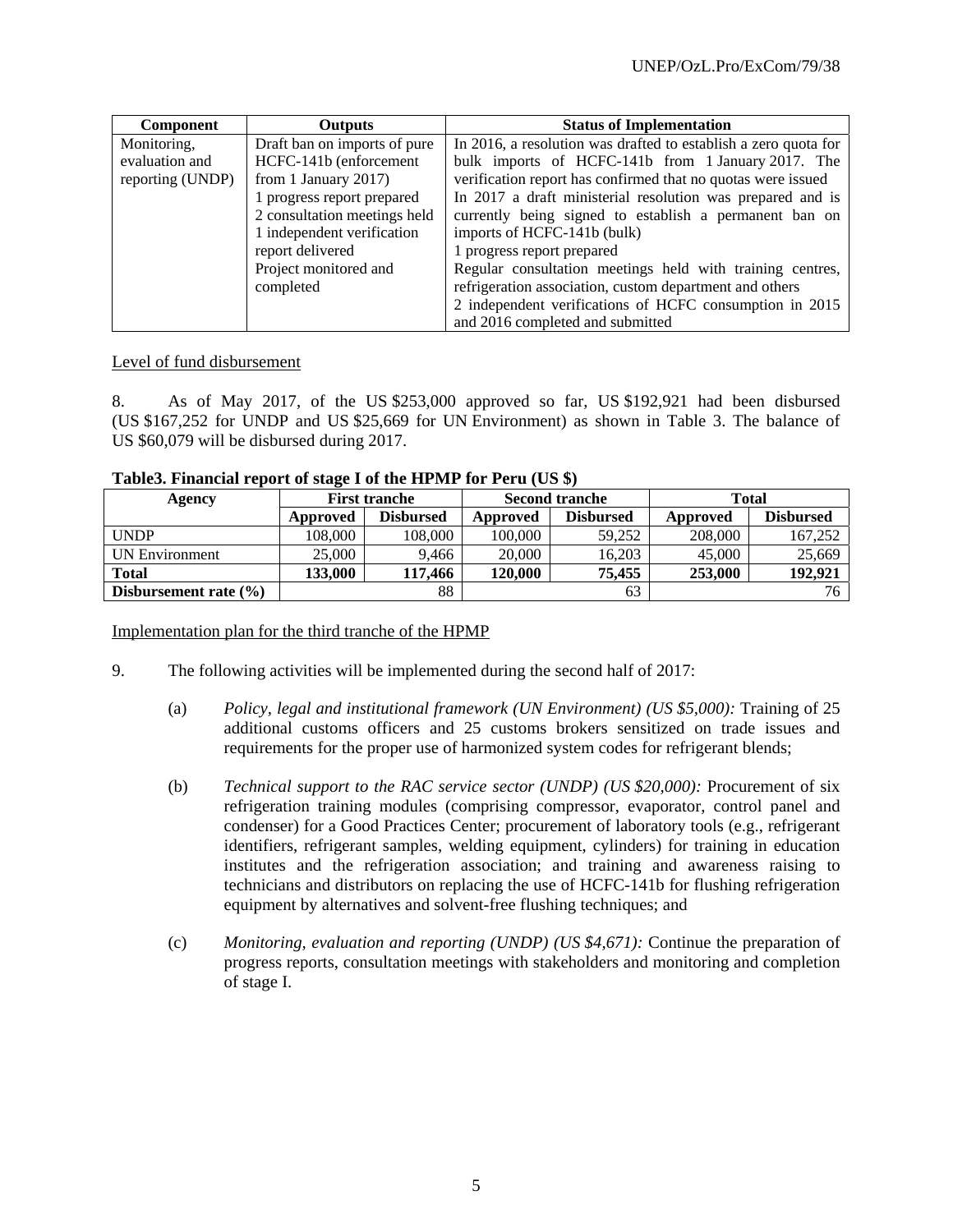| Component | Outputs | Status of Implementation |
| --- | --- | --- |
| Monitoring, evaluation and reporting (UNDP) | Draft ban on imports of pure HCFC-141b (enforcement from 1 January 2017)<br>1 progress report prepared<br>2 consultation meetings held<br>1 independent verification report delivered<br>Project monitored and completed | In 2016, a resolution was drafted to establish a zero quota for bulk imports of HCFC-141b from 1 January 2017. The verification report has confirmed that no quotas were issued<br>In 2017 a draft ministerial resolution was prepared and is currently being signed to establish a permanent ban on imports of HCFC-141b (bulk)<br>1 progress report prepared<br>Regular consultation meetings held with training centres, refrigeration association, custom department and others<br>2 independent verifications of HCFC consumption in 2015 and 2016 completed and submitted |

Level of fund disbursement

8. As of May 2017, of the US $253,000 approved so far, US $192,921 had been disbursed (US $167,252 for UNDP and US $25,669 for UN Environment) as shown in Table 3. The balance of US $60,079 will be disbursed during 2017.

**Table3. Financial report of stage I of the HPMP for Peru (US $)**

| Agency | First tranche | | Second tranche | | Total | |
| --- | --- | --- | --- | --- | --- | --- |
| | **Approved** | **Disbursed** | **Approved** | **Disbursed** | **Approved** | **Disbursed** |
| UNDP | 108,000 | 108,000 | 100,000 | 59,252 | 208,000 | 167,252 |
| UN Environment | 25,000 | 9,466 | 20,000 | 16,203 | 45,000 | 25,669 |
| **Total** | **133,000** | **117,466** | **120,000** | **75,455** | **253,000** | **192,921** |
| **Disbursement rate (%)** | | 88 | | 63 | | 76 |

Implementation plan for the third tranche of the HPMP

9. The following activities will be implemented during the second half of 2017:

(a) *Policy, legal and institutional framework (UN Environment) (US $5,000):* Training of 25 additional customs officers and 25 customs brokers sensitized on trade issues and requirements for the proper use of harmonized system codes for refrigerant blends;

(b) *Technical support to the RAC service sector (UNDP) (US $20,000):* Procurement of six refrigeration training modules (comprising compressor, evaporator, control panel and condenser) for a Good Practices Center; procurement of laboratory tools (e.g., refrigerant identifiers, refrigerant samples, welding equipment, cylinders) for training in education institutes and the refrigeration association; and training and awareness raising to technicians and distributors on replacing the use of HCFC-141b for flushing refrigeration equipment by alternatives and solvent-free flushing techniques; and

(c) *Monitoring, evaluation and reporting (UNDP) (US $4,671):* Continue the preparation of progress reports, consultation meetings with stakeholders and monitoring and completion of stage I.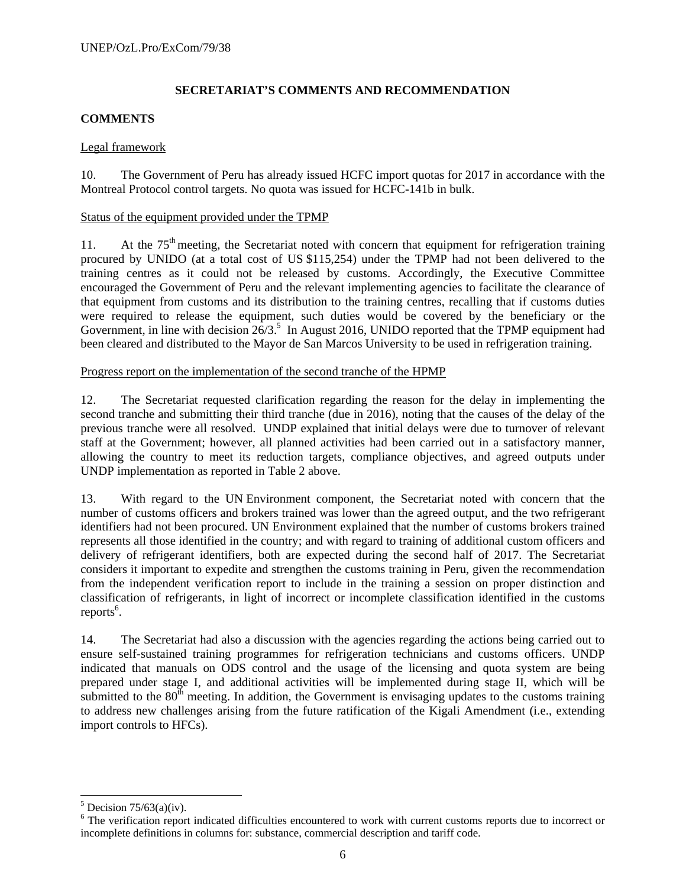## SECRETARIAT'S COMMENTS AND RECOMMENDATION

### COMMENTS

Legal framework

10. The Government of Peru has already issued HCFC import quotas for 2017 in accordance with the Montreal Protocol control targets. No quota was issued for HCFC-141b in bulk.

Status of the equipment provided under the TPMP

11. At the 75th meeting, the Secretariat noted with concern that equipment for refrigeration training procured by UNIDO (at a total cost of US $115,254) under the TPMP had not been delivered to the training centres as it could not be released by customs. Accordingly, the Executive Committee encouraged the Government of Peru and the relevant implementing agencies to facilitate the clearance of that equipment from customs and its distribution to the training centres, recalling that if customs duties were required to release the equipment, such duties would be covered by the beneficiary or the Government, in line with decision 26/3.[5] In August 2016, UNIDO reported that the TPMP equipment had been cleared and distributed to the Mayor de San Marcos University to be used in refrigeration training.

Progress report on the implementation of the second tranche of the HPMP

12. The Secretariat requested clarification regarding the reason for the delay in implementing the second tranche and submitting their third tranche (due in 2016), noting that the causes of the delay of the previous tranche were all resolved. UNDP explained that initial delays were due to turnover of relevant staff at the Government; however, all planned activities had been carried out in a satisfactory manner, allowing the country to meet its reduction targets, compliance objectives, and agreed outputs under UNDP implementation as reported in Table 2 above.

13. With regard to the UN Environment component, the Secretariat noted with concern that the number of customs officers and brokers trained was lower than the agreed output, and the two refrigerant identifiers had not been procured. UN Environment explained that the number of customs brokers trained represents all those identified in the country; and with regard to training of additional custom officers and delivery of refrigerant identifiers, both are expected during the second half of 2017. The Secretariat considers it important to expedite and strengthen the customs training in Peru, given the recommendation from the independent verification report to include in the training a session on proper distinction and classification of refrigerants, in light of incorrect or incomplete classification identified in the customs reports[6].

14. The Secretariat had also a discussion with the agencies regarding the actions being carried out to ensure self-sustained training programmes for refrigeration technicians and customs officers. UNDP indicated that manuals on ODS control and the usage of the licensing and quota system are being prepared under stage I, and additional activities will be implemented during stage II, which will be submitted to the 80th meeting. In addition, the Government is envisaging updates to the customs training to address new challenges arising from the future ratification of the Kigali Amendment (i.e., extending import controls to HFCs).

---

[5] Decision 75/63(a)(iv).

[6] The verification report indicated difficulties encountered to work with current customs reports due to incorrect or incomplete definitions in columns for: substance, commercial description and tariff code.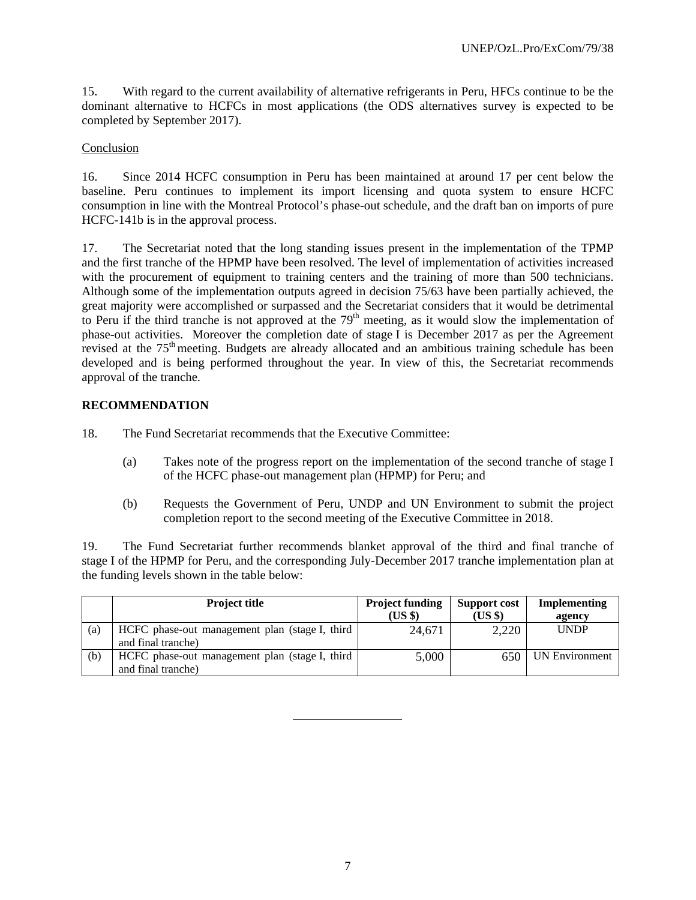15. With regard to the current availability of alternative refrigerants in Peru, HFCs continue to be the dominant alternative to HCFCs in most applications (the ODS alternatives survey is expected to be completed by September 2017).

Conclusion

16. Since 2014 HCFC consumption in Peru has been maintained at around 17 per cent below the baseline. Peru continues to implement its import licensing and quota system to ensure HCFC consumption in line with the Montreal Protocol's phase-out schedule, and the draft ban on imports of pure HCFC-141b is in the approval process.

17. The Secretariat noted that the long standing issues present in the implementation of the TPMP and the first tranche of the HPMP have been resolved. The level of implementation of activities increased with the procurement of equipment to training centers and the training of more than 500 technicians. Although some of the implementation outputs agreed in decision 75/63 have been partially achieved, the great majority were accomplished or surpassed and the Secretariat considers that it would be detrimental to Peru if the third tranche is not approved at the 79th meeting, as it would slow the implementation of phase-out activities. Moreover the completion date of stage I is December 2017 as per the Agreement revised at the 75th meeting. Budgets are already allocated and an ambitious training schedule has been developed and is being performed throughout the year. In view of this, the Secretariat recommends approval of the tranche.

## RECOMMENDATION

18. The Fund Secretariat recommends that the Executive Committee:

(a) Takes note of the progress report on the implementation of the second tranche of stage I of the HCFC phase-out management plan (HPMP) for Peru; and

(b) Requests the Government of Peru, UNDP and UN Environment to submit the project completion report to the second meeting of the Executive Committee in 2018.

19. The Fund Secretariat further recommends blanket approval of the third and final tranche of stage I of the HPMP for Peru, and the corresponding July-December 2017 tranche implementation plan at the funding levels shown in the table below:

| | Project title | Project funding (US $) | Support cost (US $) | Implementing agency |
|---|---|---|---|---|
| (a) | HCFC phase-out management plan (stage I, third and final tranche) | 24,671 | 2,220 | UNDP |
| (b) | HCFC phase-out management plan (stage I, third and final tranche) | 5,000 | 650 | UN Environment |